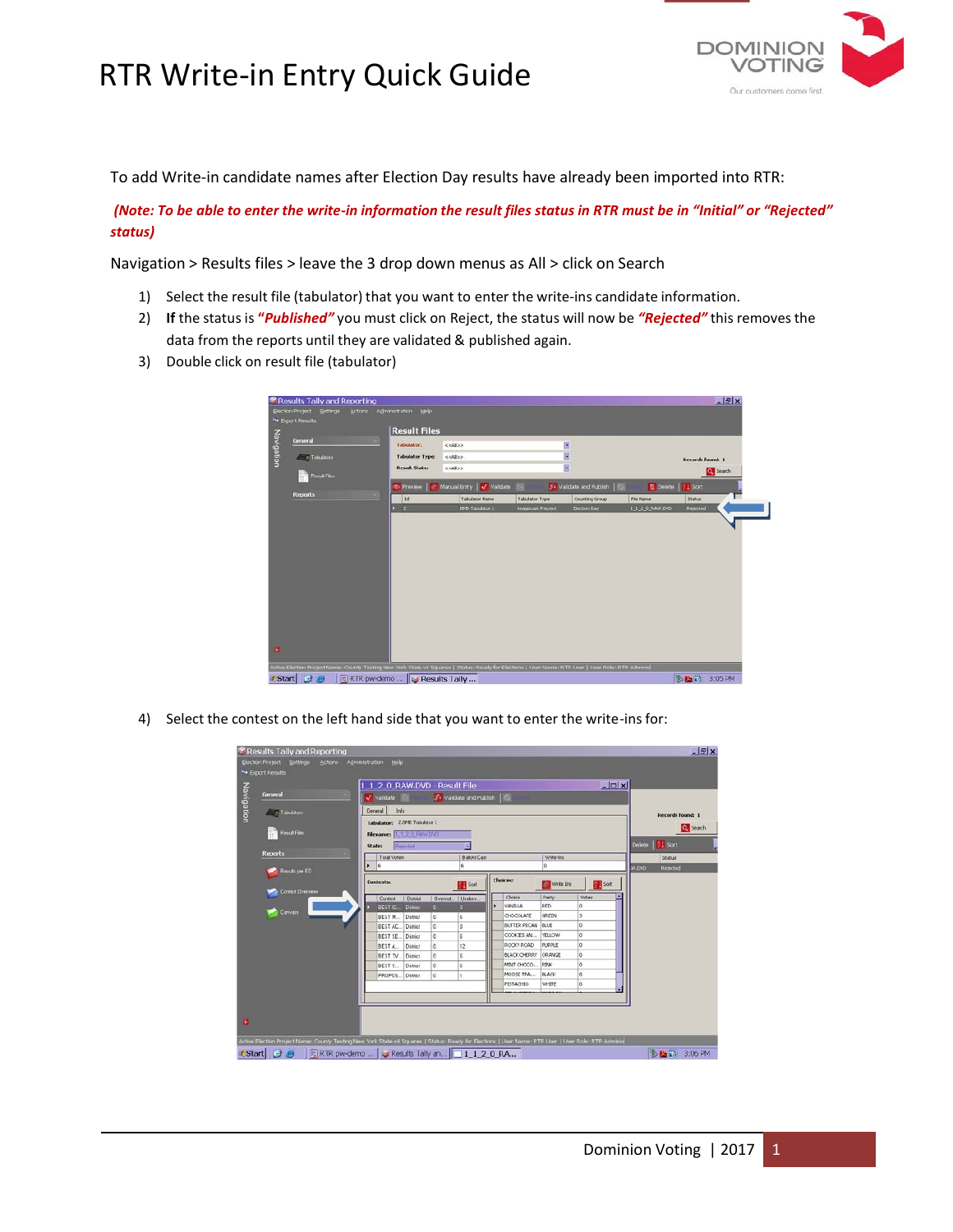# RTR Write-in Entry Quick Guide

To add Write-in candidate names after Election Day results have already been imported into RTR:

***(Note: To be able to enter the write-in information the result files status in RTR must be in "Initial" or "Rejected" status)***

Navigation > Results files > leave the 3 drop down menus as All > click on Search

1) Select the result file (tabulator) that you want to enter the write-ins candidate information.
2) **If** the status is ***"Published"*** you must click on Reject, the status will now be ***"Rejected"*** this removes the data from the reports until they are validated & published again.
3) Double click on result file (tabulator)

4) Select the contest on the left hand side that you want to enter the write-ins for: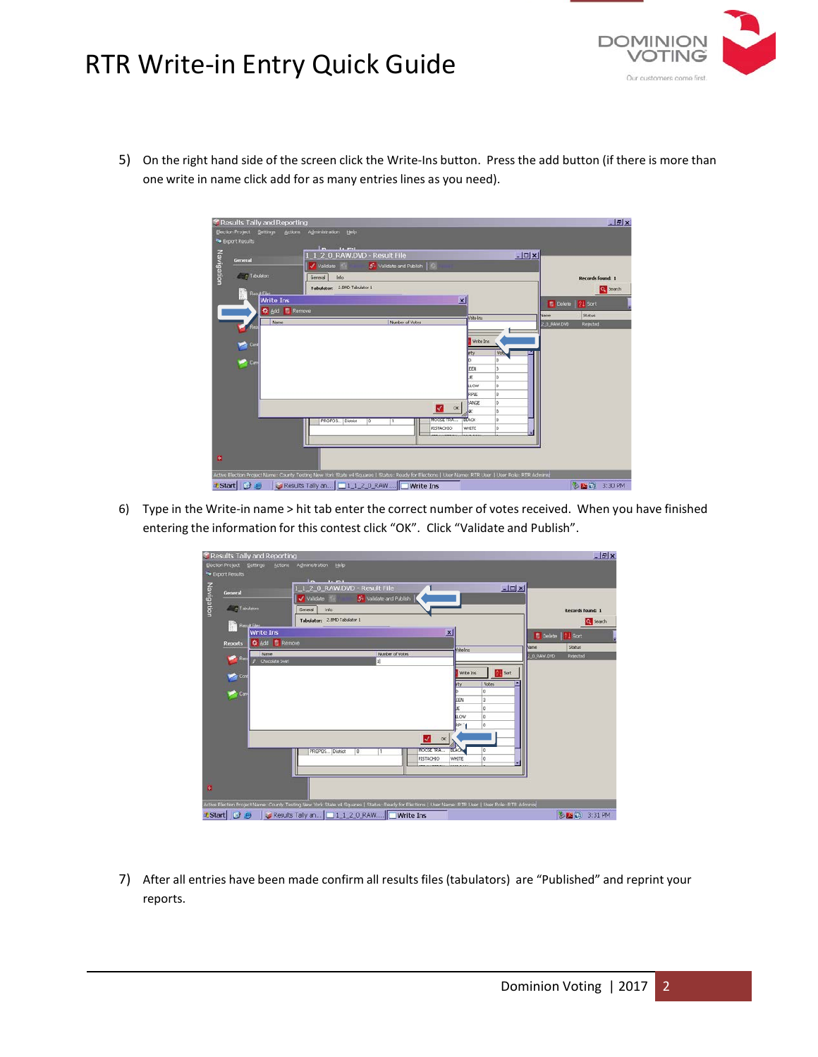# RTR Write-in Entry Quick Guide

5) On the right hand side of the screen click the Write-Ins button. Press the add button (if there is more than one write in name click add for as many entries lines as you need).

6) Type in the Write-in name > hit tab enter the correct number of votes received. When you have finished entering the information for this contest click "OK". Click "Validate and Publish".

7) After all entries have been made confirm all results files (tabulators) are "Published" and reprint your reports.